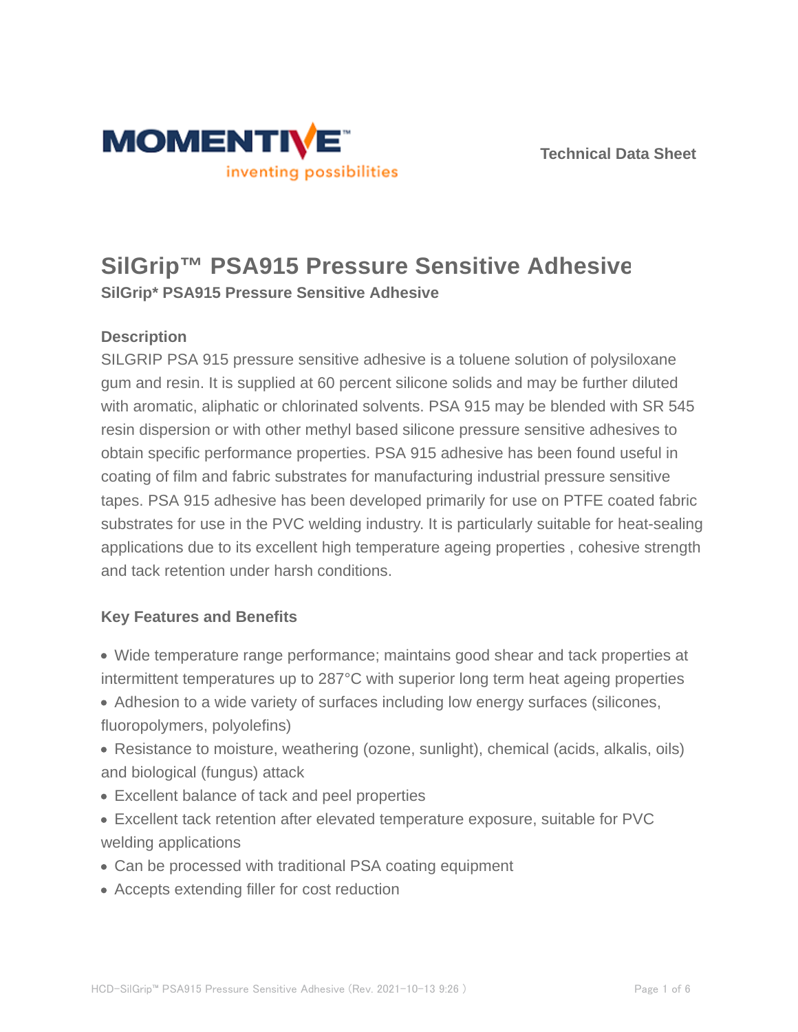MOMENTIVE

inventing possibilities

Technical Data Sheet

# SilGrip™ PSA915 Pressure Sensitive Adhesive

**SilGrip* PSA915 Pressure Sensitive Adhesive**

### Description

SILGRIP PSA 915 pressure sensitive adhesive is a toluene solution of polysiloxane gum and resin. It is supplied at 60 percent silicone solids and may be further diluted with aromatic, aliphatic or chlorinated solvents. PSA 915 may be blended with SR 545 resin dispersion or with other methyl based silicone pressure sensitive adhesives to obtain specific performance properties. PSA 915 adhesive has been found useful in coating of film and fabric substrates for manufacturing industrial pressure sensitive tapes. PSA 915 adhesive has been developed primarily for use on PTFE coated fabric substrates for use in the PVC welding industry. It is particularly suitable for heat-sealing applications due to its excellent high temperature ageing properties , cohesive strength and tack retention under harsh conditions.

### Key Features and Benefits

- Wide temperature range performance; maintains good shear and tack properties at intermittent temperatures up to 287°C with superior long term heat ageing properties
- Adhesion to a wide variety of surfaces including low energy surfaces (silicones, fluoropolymers, polyolefins)
- Resistance to moisture, weathering (ozone, sunlight), chemical (acids, alkalis, oils) and biological (fungus) attack
- Excellent balance of tack and peel properties
- Excellent tack retention after elevated temperature exposure, suitable for PVC welding applications
- Can be processed with traditional PSA coating equipment
- Accepts extending filler for cost reduction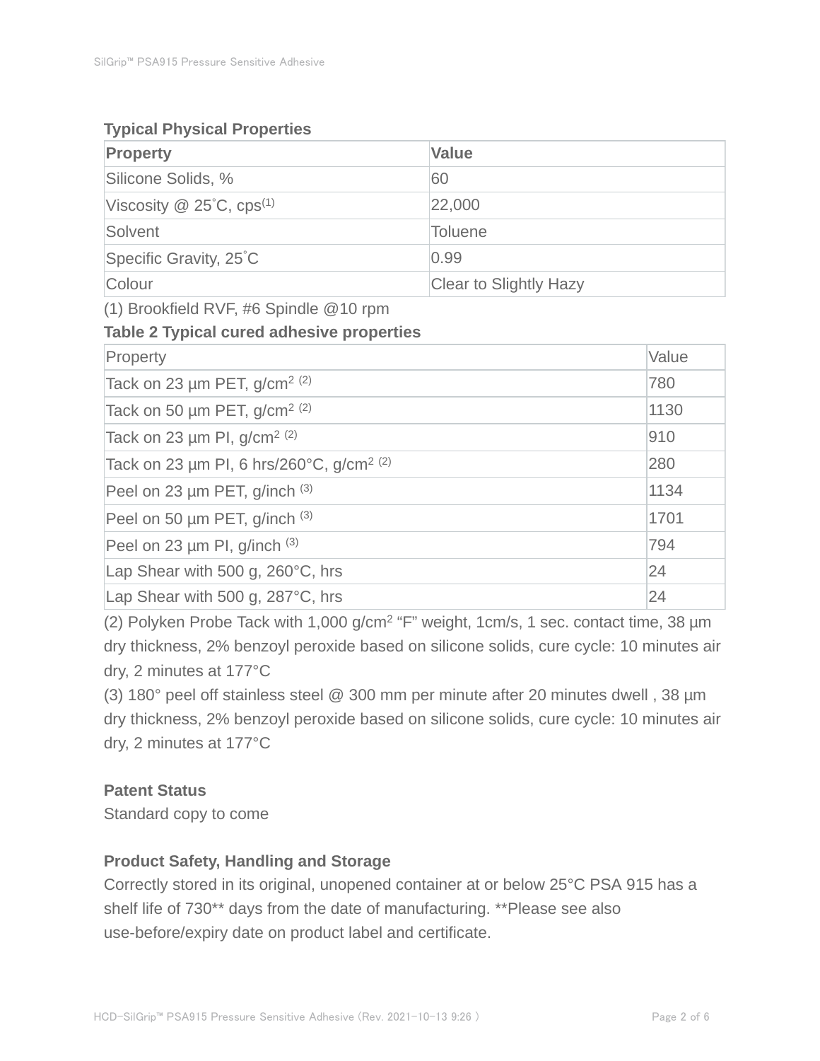### Typical Physical Properties

| Property | Value |
| --- | --- |
| Silicone Solids, % | 60 |
| Viscosity @ 25˚C, cps[1] | 22,000 |
| Solvent | Toluene |
| Specific Gravity, 25˚C | 0.99 |
| Colour | Clear to Slightly Hazy |

(1) Brookfield RVF, #6 Spindle @10 rpm

### Table 2 Typical cured adhesive properties

| Property | Value |
| --- | --- |
| Tack on 23 µm PET, g/cm$^2$ [2] | 780 |
| Tack on 50 µm PET, g/cm$^2$ [2] | 1130 |
| Tack on 23 µm PI, g/cm$^2$ [2] | 910 |
| Tack on 23 µm PI, 6 hrs/260°C, g/cm$^2$ [2] | 280 |
| Peel on 23 µm PET, g/inch [3] | 1134 |
| Peel on 50 µm PET, g/inch [3] | 1701 |
| Peel on 23 µm PI, g/inch [3] | 794 |
| Lap Shear with 500 g, 260°C, hrs | 24 |
| Lap Shear with 500 g, 287°C, hrs | 24 |

(2) Polyken Probe Tack with 1,000 g/cm$^2$ "F" weight, 1cm/s, 1 sec. contact time, 38 µm dry thickness, 2% benzoyl peroxide based on silicone solids, cure cycle: 10 minutes air dry, 2 minutes at 177°C

(3) 180° peel off stainless steel @ 300 mm per minute after 20 minutes dwell , 38 µm dry thickness, 2% benzoyl peroxide based on silicone solids, cure cycle: 10 minutes air dry, 2 minutes at 177°C

### Patent Status

Standard copy to come

### Product Safety, Handling and Storage

Correctly stored in its original, unopened container at or below 25°C PSA 915 has a shelf life of 730** days from the date of manufacturing. **Please see also use-before/expiry date on product label and certificate.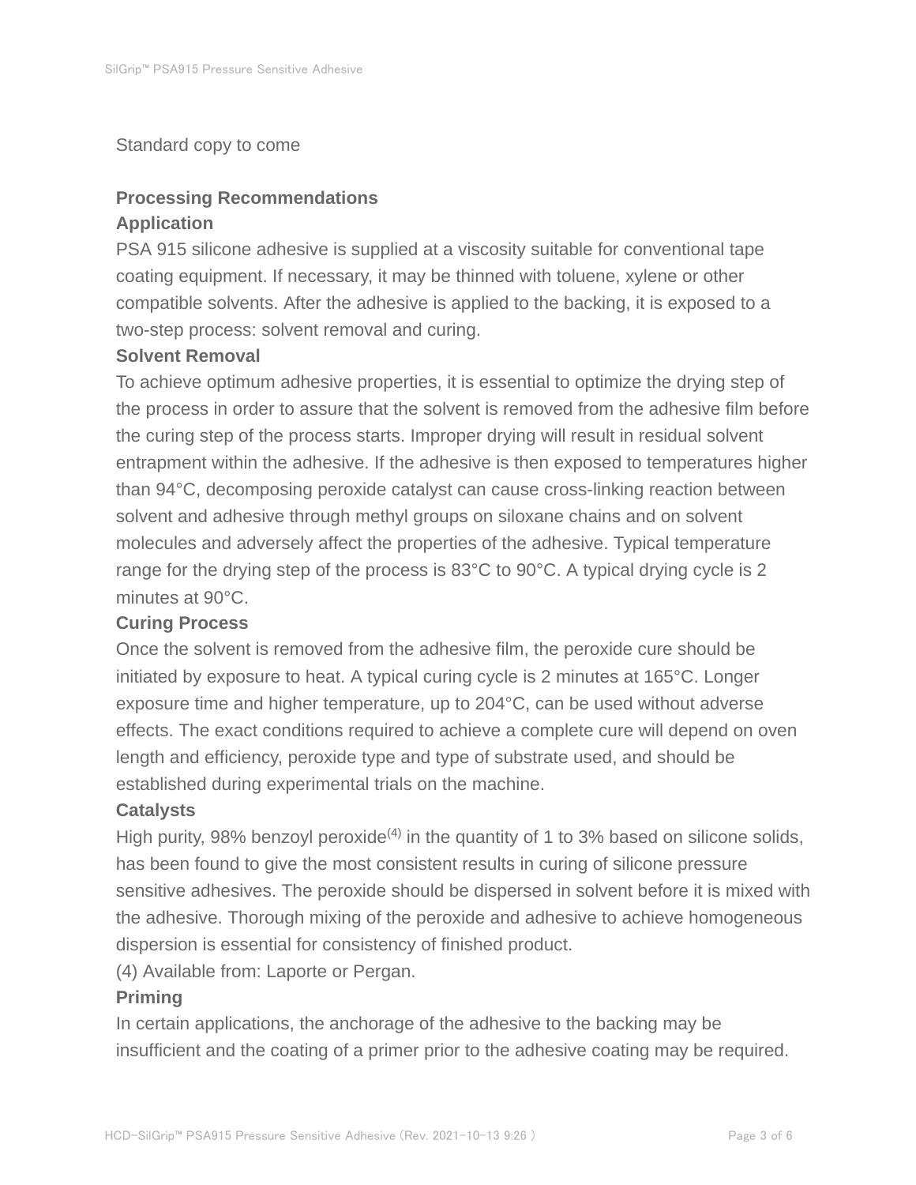Standard copy to come

## Processing Recommendations

### Application

PSA 915 silicone adhesive is supplied at a viscosity suitable for conventional tape coating equipment. If necessary, it may be thinned with toluene, xylene or other compatible solvents. After the adhesive is applied to the backing, it is exposed to a two-step process: solvent removal and curing.

### Solvent Removal

To achieve optimum adhesive properties, it is essential to optimize the drying step of the process in order to assure that the solvent is removed from the adhesive film before the curing step of the process starts. Improper drying will result in residual solvent entrapment within the adhesive. If the adhesive is then exposed to temperatures higher than 94°C, decomposing peroxide catalyst can cause cross-linking reaction between solvent and adhesive through methyl groups on siloxane chains and on solvent molecules and adversely affect the properties of the adhesive. Typical temperature range for the drying step of the process is 83°C to 90°C. A typical drying cycle is 2 minutes at 90°C.

### Curing Process

Once the solvent is removed from the adhesive film, the peroxide cure should be initiated by exposure to heat. A typical curing cycle is 2 minutes at 165°C. Longer exposure time and higher temperature, up to 204°C, can be used without adverse effects. The exact conditions required to achieve a complete cure will depend on oven length and efficiency, peroxide type and type of substrate used, and should be established during experimental trials on the machine.

### Catalysts

High purity, 98% benzoyl peroxide[4] in the quantity of 1 to 3% based on silicone solids, has been found to give the most consistent results in curing of silicone pressure sensitive adhesives. The peroxide should be dispersed in solvent before it is mixed with the adhesive. Thorough mixing of the peroxide and adhesive to achieve homogeneous dispersion is essential for consistency of finished product.

(4) Available from: Laporte or Pergan.

### Priming

In certain applications, the anchorage of the adhesive to the backing may be insufficient and the coating of a primer prior to the adhesive coating may be required.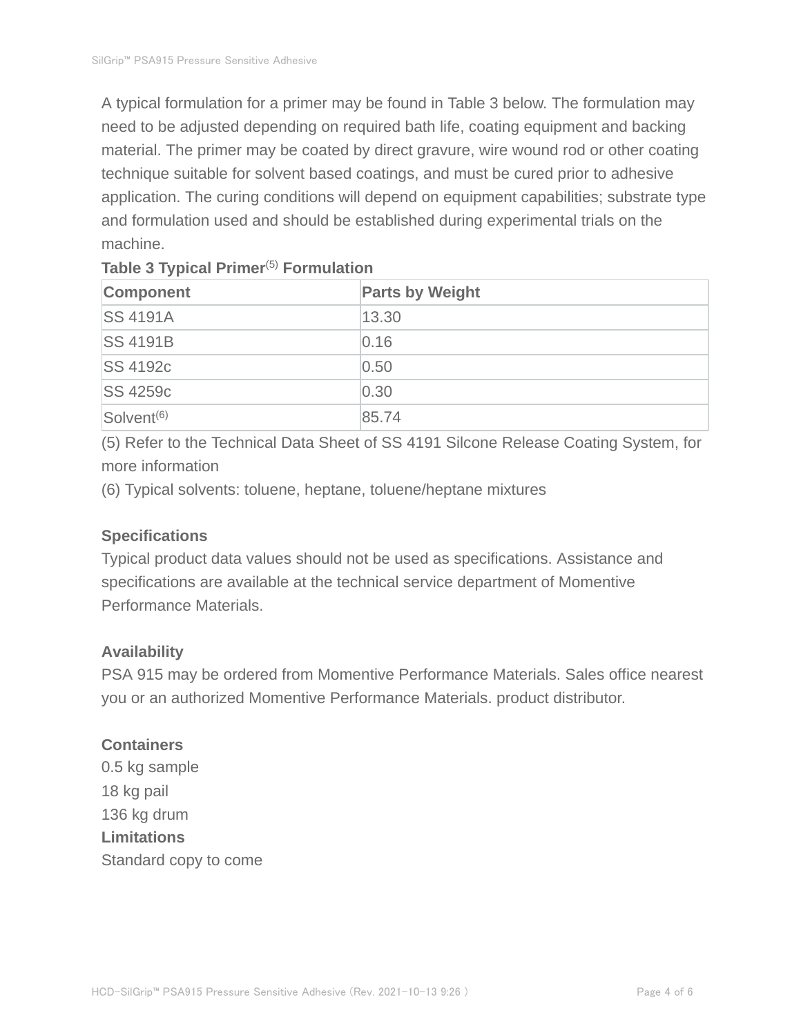A typical formulation for a primer may be found in Table 3 below. The formulation may need to be adjusted depending on required bath life, coating equipment and backing material. The primer may be coated by direct gravure, wire wound rod or other coating technique suitable for solvent based coatings, and must be cured prior to adhesive application. The curing conditions will depend on equipment capabilities; substrate type and formulation used and should be established during experimental trials on the machine.

**Table 3 Typical Primer[5] Formulation**

| Component | Parts by Weight |
| --- | --- |
| SS 4191A | 13.30 |
| SS 4191B | 0.16 |
| SS 4192c | 0.50 |
| SS 4259c | 0.30 |
| Solvent[6] | 85.74 |

(5) Refer to the Technical Data Sheet of SS 4191 Silcone Release Coating System, for more information

(6) Typical solvents: toluene, heptane, toluene/heptane mixtures

### Specifications

Typical product data values should not be used as specifications. Assistance and specifications are available at the technical service department of Momentive Performance Materials.

### Availability

PSA 915 may be ordered from Momentive Performance Materials. Sales office nearest you or an authorized Momentive Performance Materials. product distributor.

### Containers

0.5 kg sample
18 kg pail
136 kg drum

### Limitations

Standard copy to come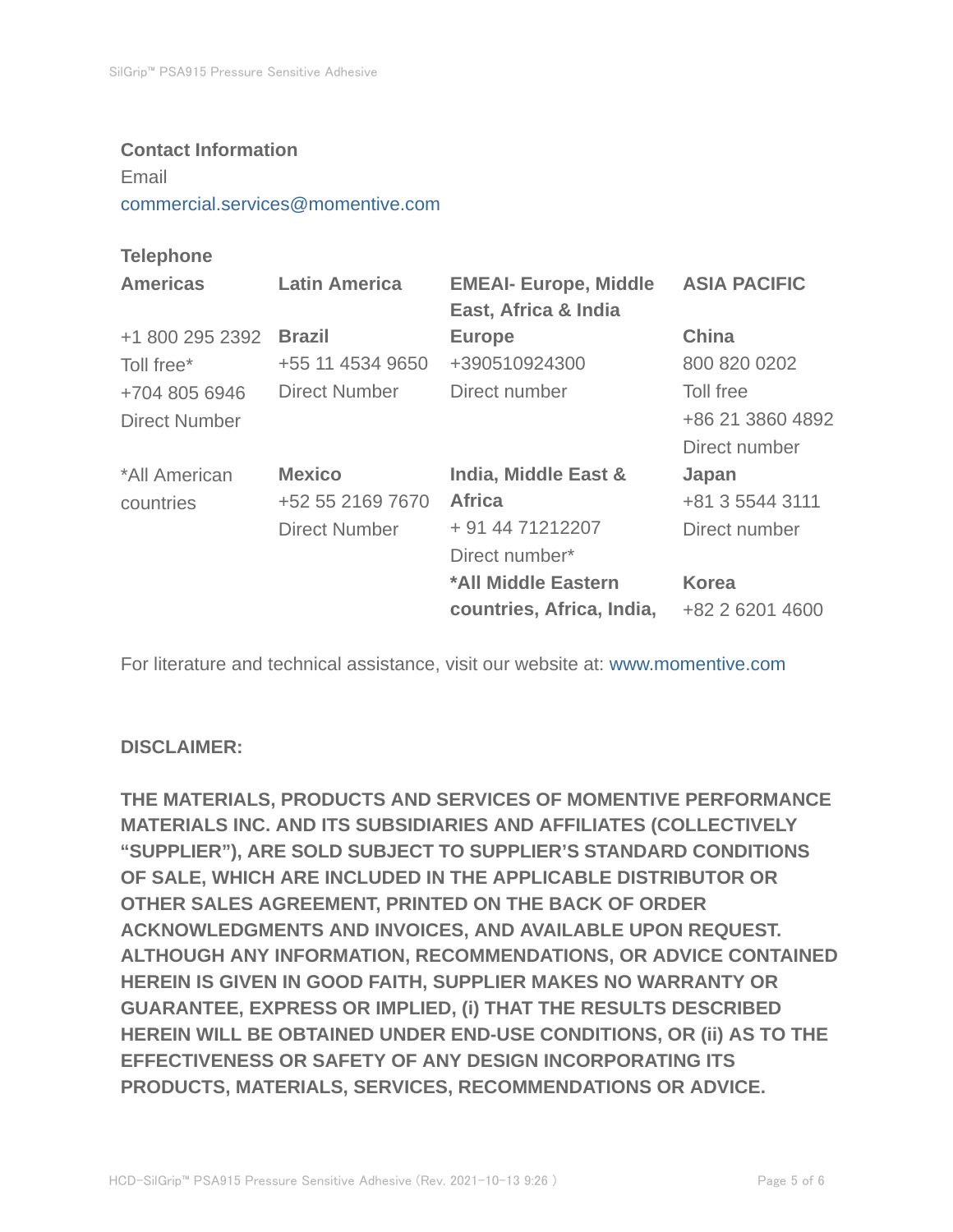**Contact Information**

Email

commercial.services@momentive.com

**Telephone**

| **Americas** | **Latin America** | **EMEAI- Europe, Middle East, Africa & India** | **ASIA PACIFIC** |
|---|---|---|---|
| +1 800 295 2392<br>Toll free*<br>+704 805 6946<br>Direct Number | **Brazil**<br>+55 11 4534 9650<br>Direct Number | **Europe**<br>+390510924300<br>Direct number | **China**<br>800 820 0202<br>Toll free<br>+86 21 3860 4892<br>Direct number |
| *All American countries | **Mexico**<br>+52 55 2169 7670<br>Direct Number | **India, Middle East & Africa**<br>+ 91 44 71212207<br>Direct number* | **Japan**<br>+81 3 5544 3111<br>Direct number |
| | | ***All Middle Eastern countries, Africa, India,** | **Korea**<br>+82 2 6201 4600 |

For literature and technical assistance, visit our website at: www.momentive.com

**DISCLAIMER:**

**THE MATERIALS, PRODUCTS AND SERVICES OF MOMENTIVE PERFORMANCE MATERIALS INC. AND ITS SUBSIDIARIES AND AFFILIATES (COLLECTIVELY "SUPPLIER"), ARE SOLD SUBJECT TO SUPPLIER'S STANDARD CONDITIONS OF SALE, WHICH ARE INCLUDED IN THE APPLICABLE DISTRIBUTOR OR OTHER SALES AGREEMENT, PRINTED ON THE BACK OF ORDER ACKNOWLEDGMENTS AND INVOICES, AND AVAILABLE UPON REQUEST. ALTHOUGH ANY INFORMATION, RECOMMENDATIONS, OR ADVICE CONTAINED HEREIN IS GIVEN IN GOOD FAITH, SUPPLIER MAKES NO WARRANTY OR GUARANTEE, EXPRESS OR IMPLIED, (i) THAT THE RESULTS DESCRIBED HEREIN WILL BE OBTAINED UNDER END-USE CONDITIONS, OR (ii) AS TO THE EFFECTIVENESS OR SAFETY OF ANY DESIGN INCORPORATING ITS PRODUCTS, MATERIALS, SERVICES, RECOMMENDATIONS OR ADVICE.**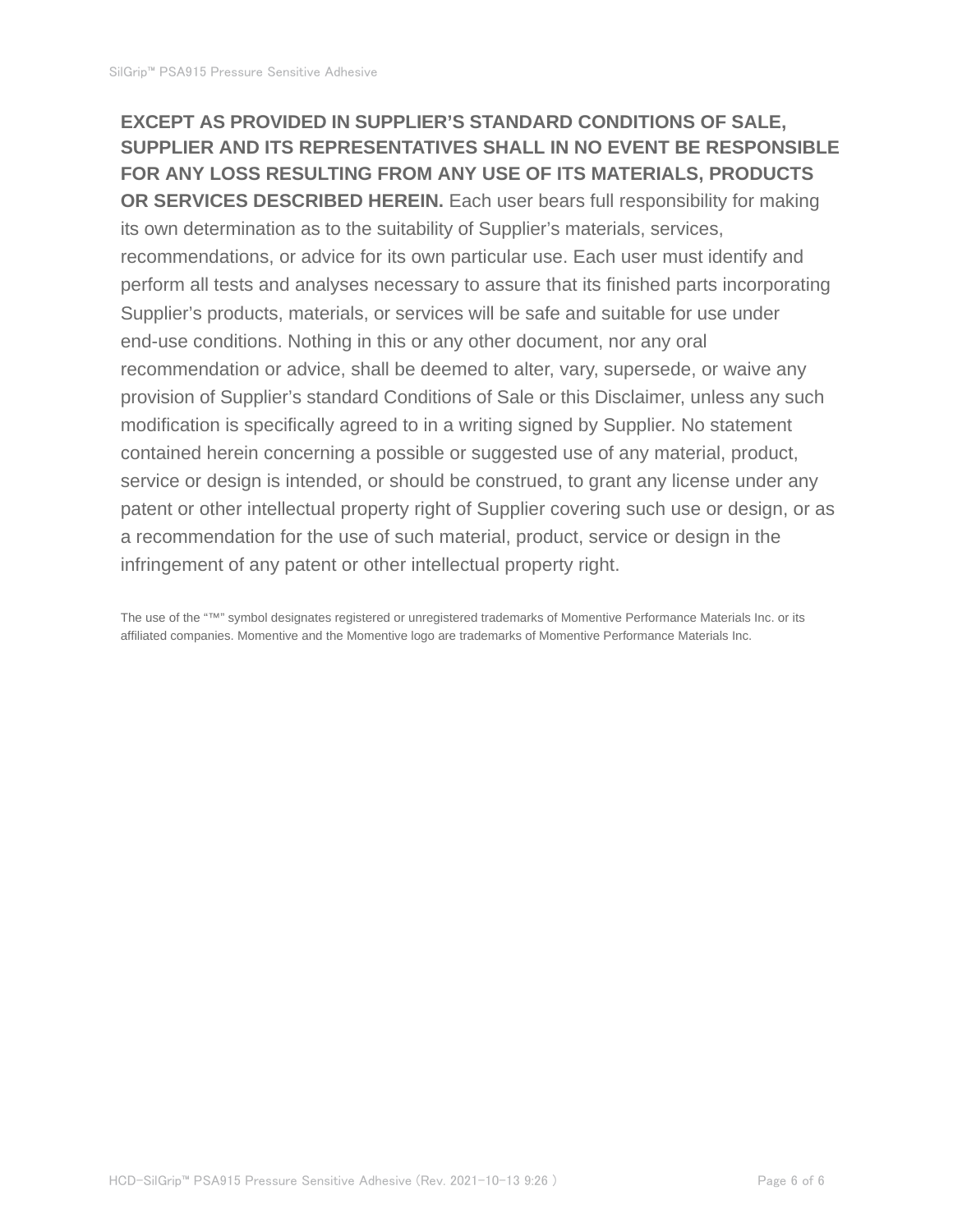**EXCEPT AS PROVIDED IN SUPPLIER'S STANDARD CONDITIONS OF SALE, SUPPLIER AND ITS REPRESENTATIVES SHALL IN NO EVENT BE RESPONSIBLE FOR ANY LOSS RESULTING FROM ANY USE OF ITS MATERIALS, PRODUCTS OR SERVICES DESCRIBED HEREIN.** Each user bears full responsibility for making its own determination as to the suitability of Supplier's materials, services, recommendations, or advice for its own particular use. Each user must identify and perform all tests and analyses necessary to assure that its finished parts incorporating Supplier's products, materials, or services will be safe and suitable for use under end-use conditions. Nothing in this or any other document, nor any oral recommendation or advice, shall be deemed to alter, vary, supersede, or waive any provision of Supplier's standard Conditions of Sale or this Disclaimer, unless any such modification is specifically agreed to in a writing signed by Supplier. No statement contained herein concerning a possible or suggested use of any material, product, service or design is intended, or should be construed, to grant any license under any patent or other intellectual property right of Supplier covering such use or design, or as a recommendation for the use of such material, product, service or design in the infringement of any patent or other intellectual property right.

The use of the "™" symbol designates registered or unregistered trademarks of Momentive Performance Materials Inc. or its affiliated companies. Momentive and the Momentive logo are trademarks of Momentive Performance Materials Inc.